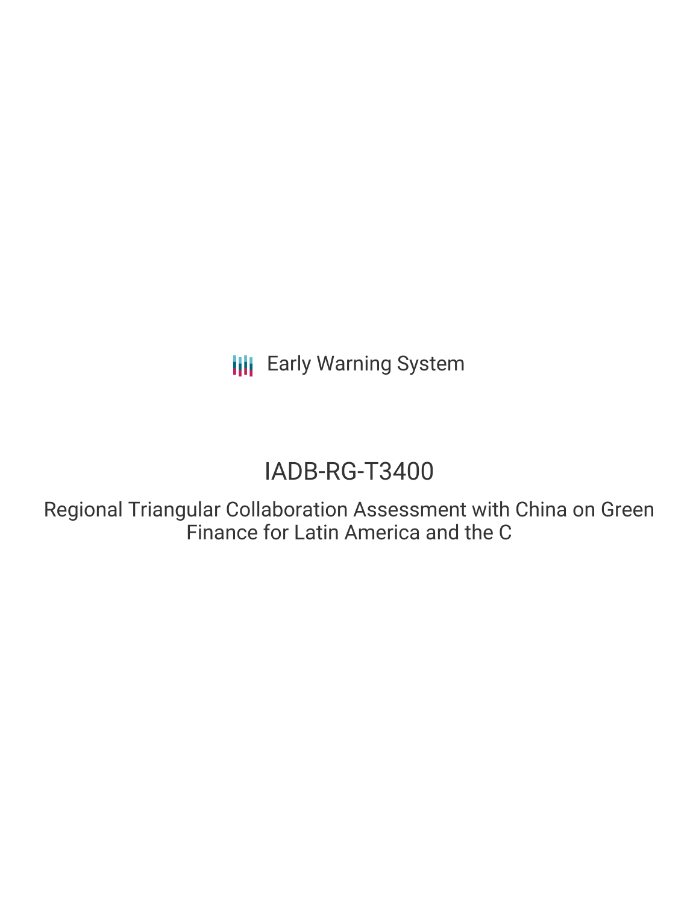Early Warning System

# IADB-RG-T3400

## Regional Triangular Collaboration Assessment with China on Green Finance for Latin America and the C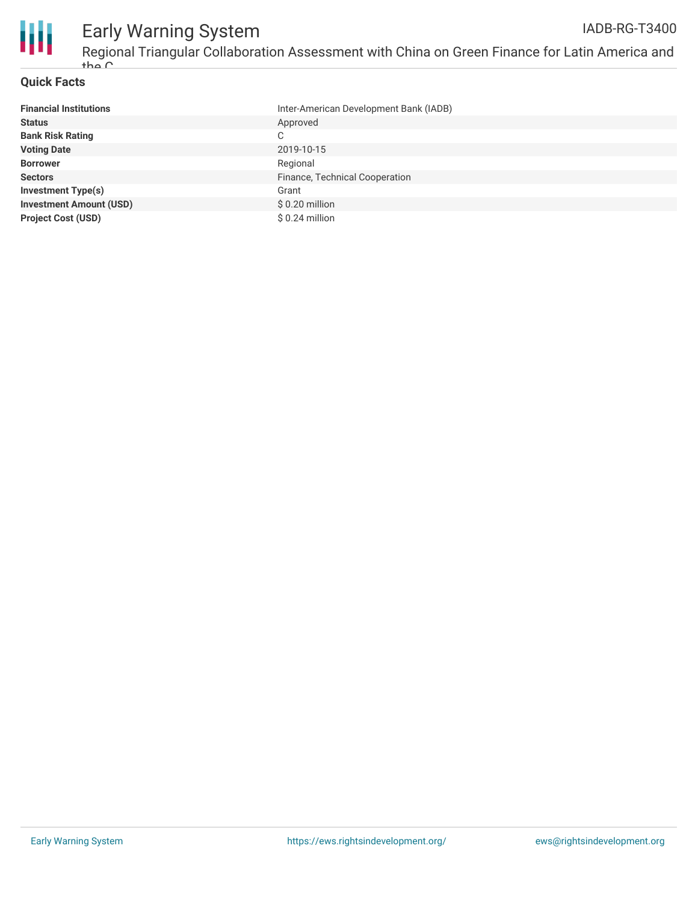## Quick Facts

| Financial Institutions | Inter-American Development Bank (IADB) |
| --- | --- |
| Status | Approved |
| Bank Risk Rating | C |
| Voting Date | 2019-10-15 |
| Borrower | Regional |
| Sectors | Finance, Technical Cooperation |
| Investment Type(s) | Grant |
| Investment Amount (USD) | $ 0.20 million |
| Project Cost (USD) | $ 0.24 million |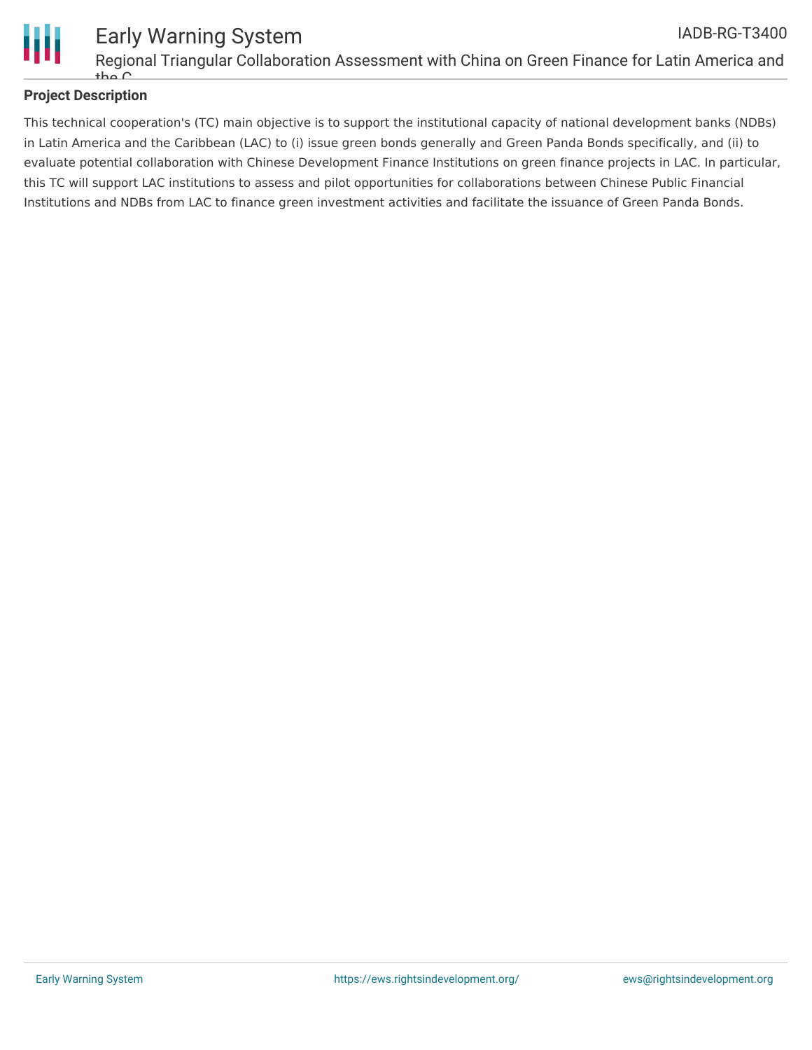## Project Description

This technical cooperation's (TC) main objective is to support the institutional capacity of national development banks (NDBs) in Latin America and the Caribbean (LAC) to (i) issue green bonds generally and Green Panda Bonds specifically, and (ii) to evaluate potential collaboration with Chinese Development Finance Institutions on green finance projects in LAC. In particular, this TC will support LAC institutions to assess and pilot opportunities for collaborations between Chinese Public Financial Institutions and NDBs from LAC to finance green investment activities and facilitate the issuance of Green Panda Bonds.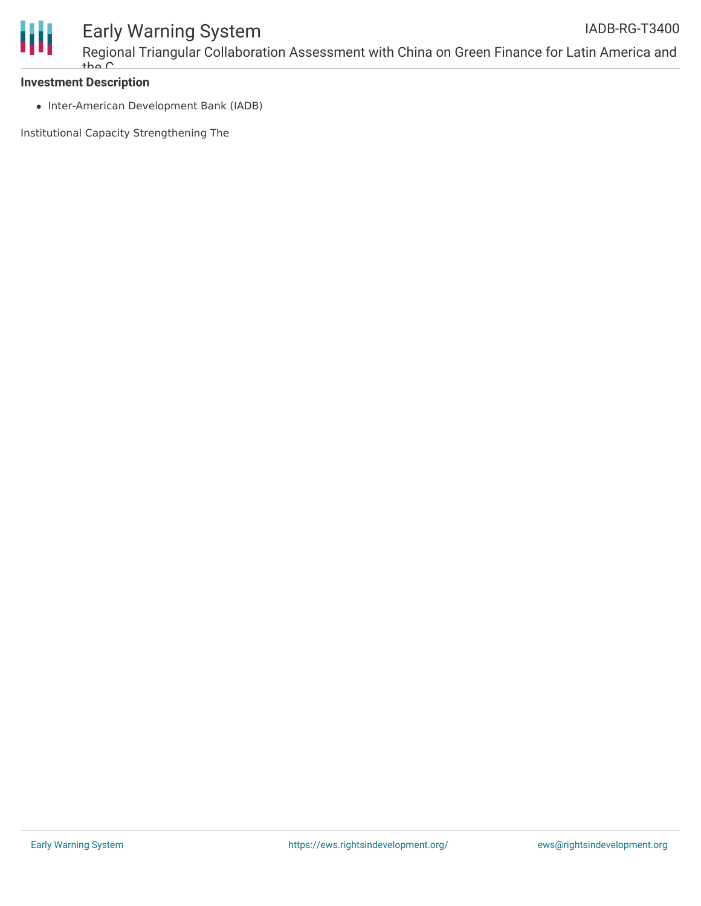**Investment Description**

- Inter-American Development Bank (IADB)

Institutional Capacity Strengthening The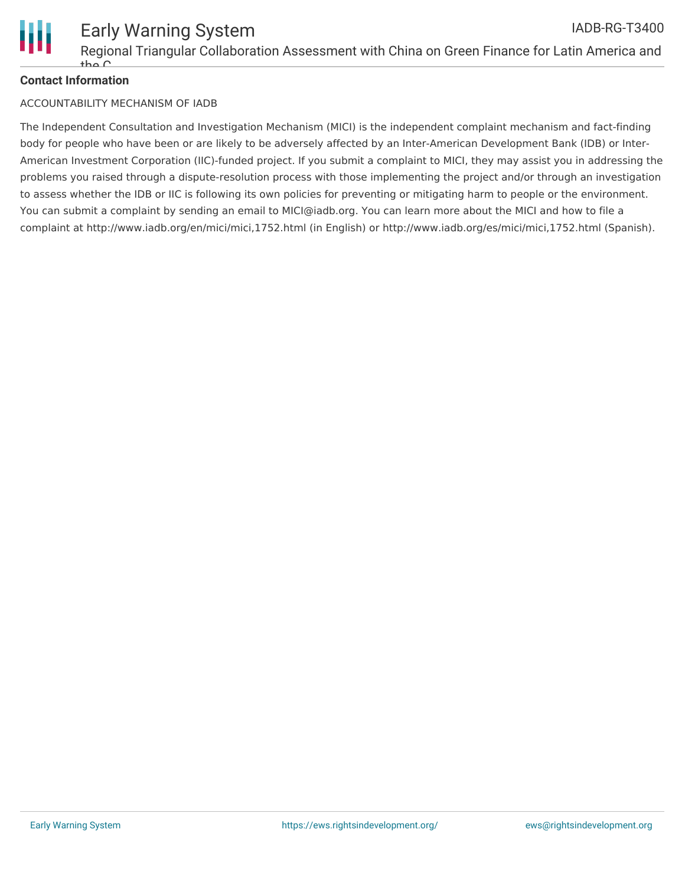**Contact Information**

ACCOUNTABILITY MECHANISM OF IADB

The Independent Consultation and Investigation Mechanism (MICI) is the independent complaint mechanism and fact-finding body for people who have been or are likely to be adversely affected by an Inter-American Development Bank (IDB) or Inter-American Investment Corporation (IIC)-funded project. If you submit a complaint to MICI, they may assist you in addressing the problems you raised through a dispute-resolution process with those implementing the project and/or through an investigation to assess whether the IDB or IIC is following its own policies for preventing or mitigating harm to people or the environment. You can submit a complaint by sending an email to MICI@iadb.org. You can learn more about the MICI and how to file a complaint at http://www.iadb.org/en/mici/mici,1752.html (in English) or http://www.iadb.org/es/mici/mici,1752.html (Spanish).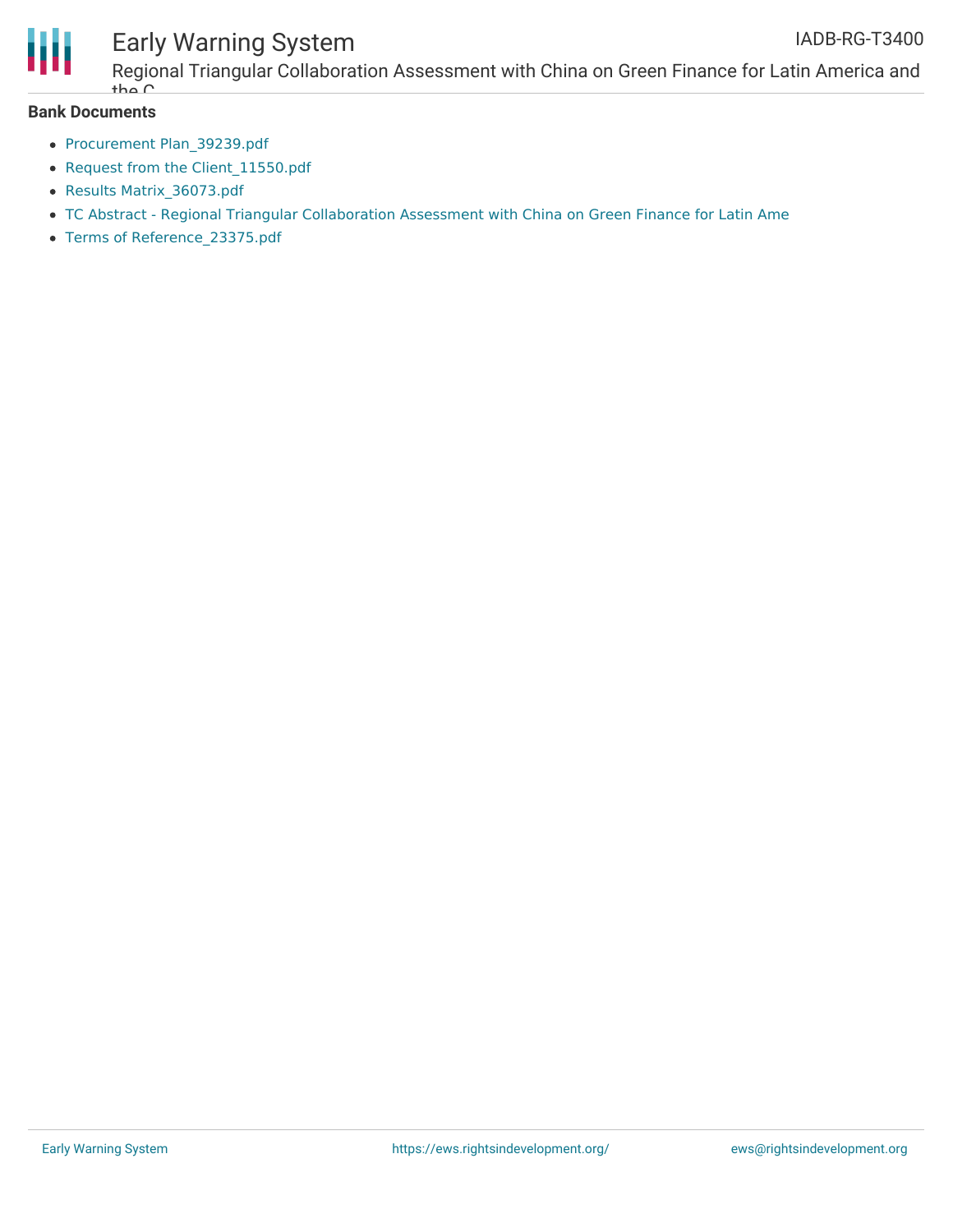**Bank Documents**

- Procurement Plan_39239.pdf
- Request from the Client_11550.pdf
- Results Matrix_36073.pdf
- TC Abstract - Regional Triangular Collaboration Assessment with China on Green Finance for Latin Ame
- Terms of Reference_23375.pdf